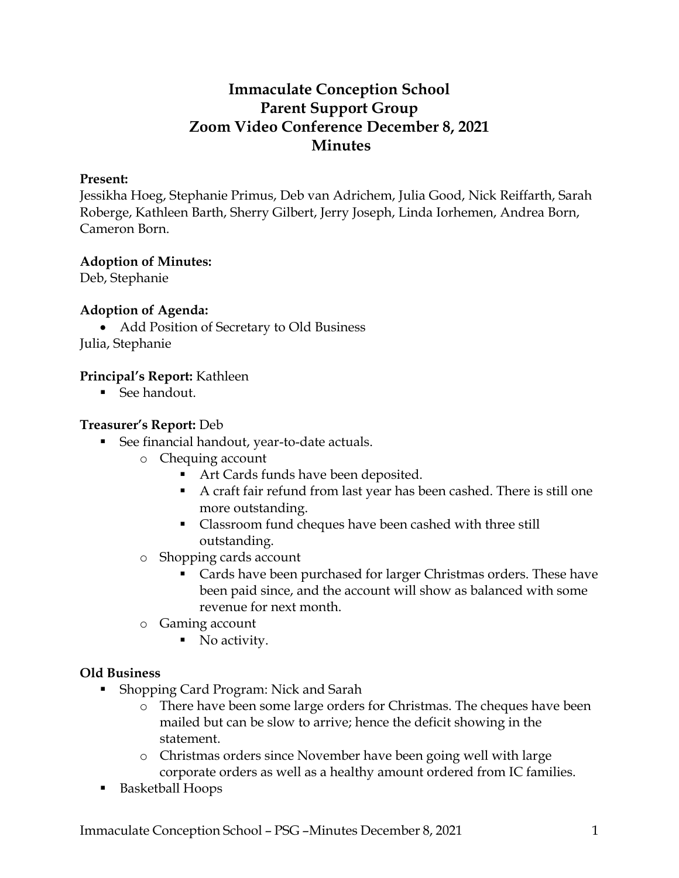# Immaculate Conception School
# Parent Support Group
# Zoom Video Conference December 8, 2021
# Minutes

**Present:**
Jessikha Hoeg, Stephanie Primus, Deb van Adrichem, Julia Good, Nick Reiffarth, Sarah Roberge, Kathleen Barth, Sherry Gilbert, Jerry Joseph, Linda Iorhemen, Andrea Born, Cameron Born.

**Adoption of Minutes:**
Deb, Stephanie

**Adoption of Agenda:**

- Add Position of Secretary to Old Business

Julia, Stephanie

**Principal's Report:** Kathleen

- See handout.

**Treasurer's Report:** Deb

- See financial handout, year-to-date actuals.
  - Chequing account
    - Art Cards funds have been deposited.
    - A craft fair refund from last year has been cashed. There is still one more outstanding.
    - Classroom fund cheques have been cashed with three still outstanding.
  - Shopping cards account
    - Cards have been purchased for larger Christmas orders. These have been paid since, and the account will show as balanced with some revenue for next month.
  - Gaming account
    - No activity.

**Old Business**

- Shopping Card Program: Nick and Sarah
  - There have been some large orders for Christmas. The cheques have been mailed but can be slow to arrive; hence the deficit showing in the statement.
  - Christmas orders since November have been going well with large corporate orders as well as a healthy amount ordered from IC families.
- Basketball Hoops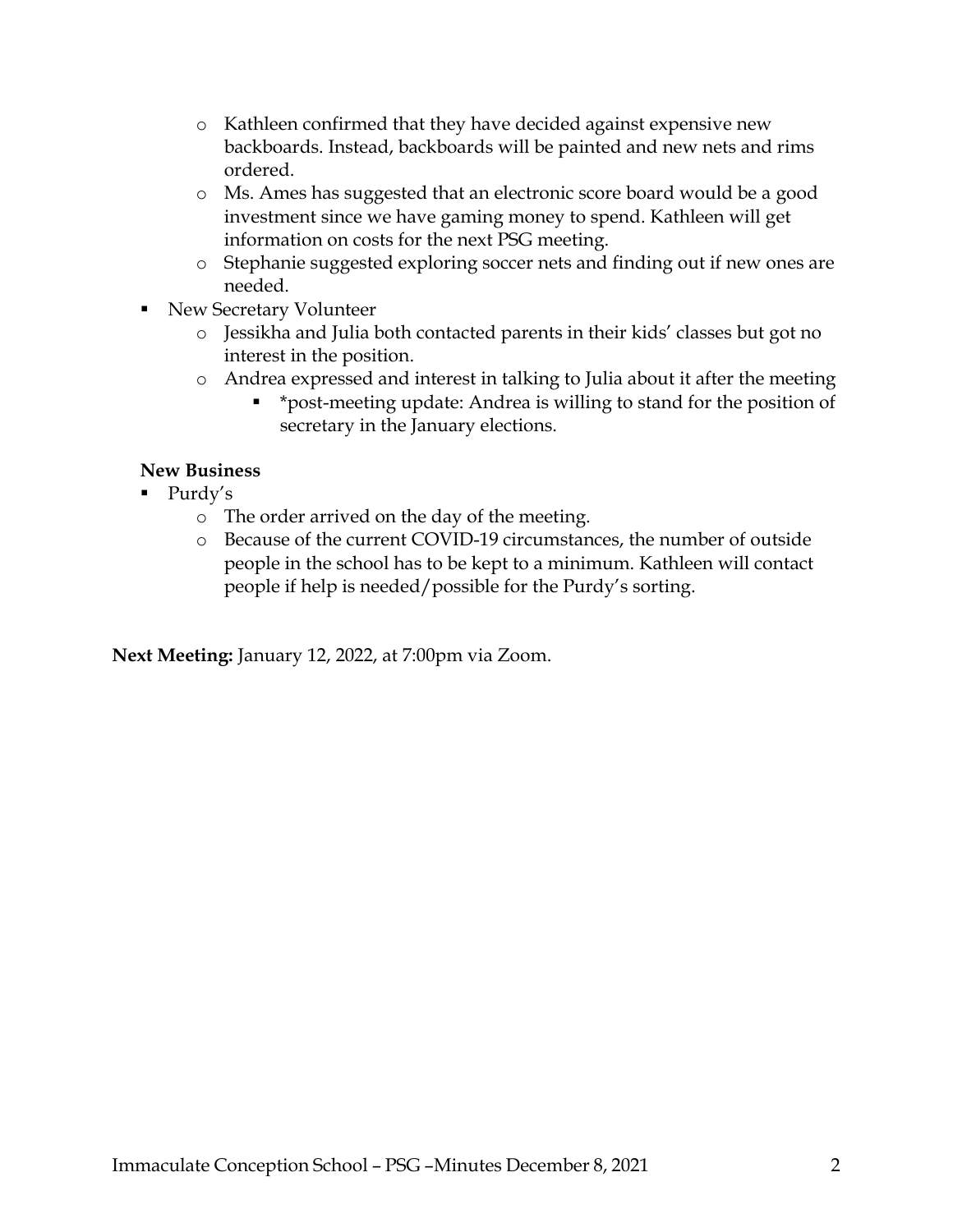- Kathleen confirmed that they have decided against expensive new backboards. Instead, backboards will be painted and new nets and rims ordered.
  - Ms. Ames has suggested that an electronic score board would be a good investment since we have gaming money to spend. Kathleen will get information on costs for the next PSG meeting.
  - Stephanie suggested exploring soccer nets and finding out if new ones are needed.
- New Secretary Volunteer
  - Jessikha and Julia both contacted parents in their kids' classes but got no interest in the position.
  - Andrea expressed and interest in talking to Julia about it after the meeting
    - *post-meeting update: Andrea is willing to stand for the position of secretary in the January elections.

**New Business**

- Purdy's
  - The order arrived on the day of the meeting.
  - Because of the current COVID-19 circumstances, the number of outside people in the school has to be kept to a minimum. Kathleen will contact people if help is needed/possible for the Purdy's sorting.

**Next Meeting:** January 12, 2022, at 7:00pm via Zoom.